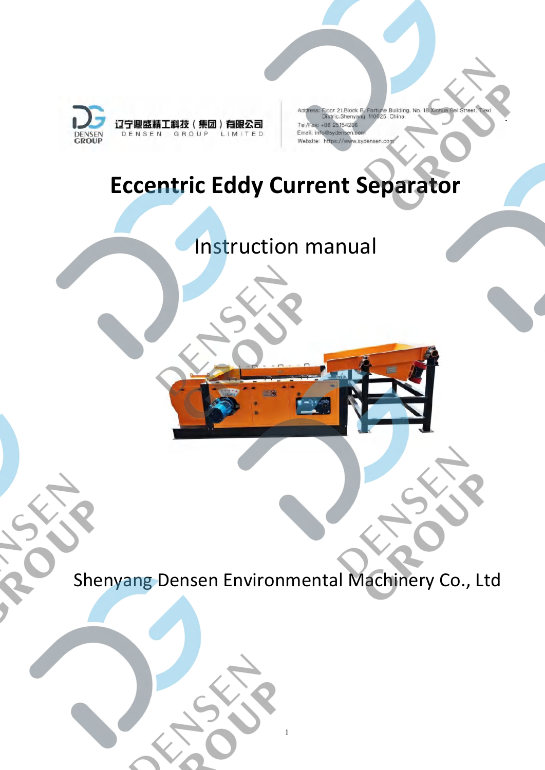辽宁鼎盛精工科技（集团）有限公司

DENSEN GROUP LIMITED

Address: Floor 21,Block B, Fortune Building, No. 18 Xinhua Bei Street, Tiexi Distric,Shenyang, 110025, China.

Tel/Fax: +86 25154286

Email: info@sydensen.com

Website: https://www.sydensen.com

# Eccentric Eddy Current Separator

## Instruction manual

Shenyang Densen Environmental Machinery Co., Ltd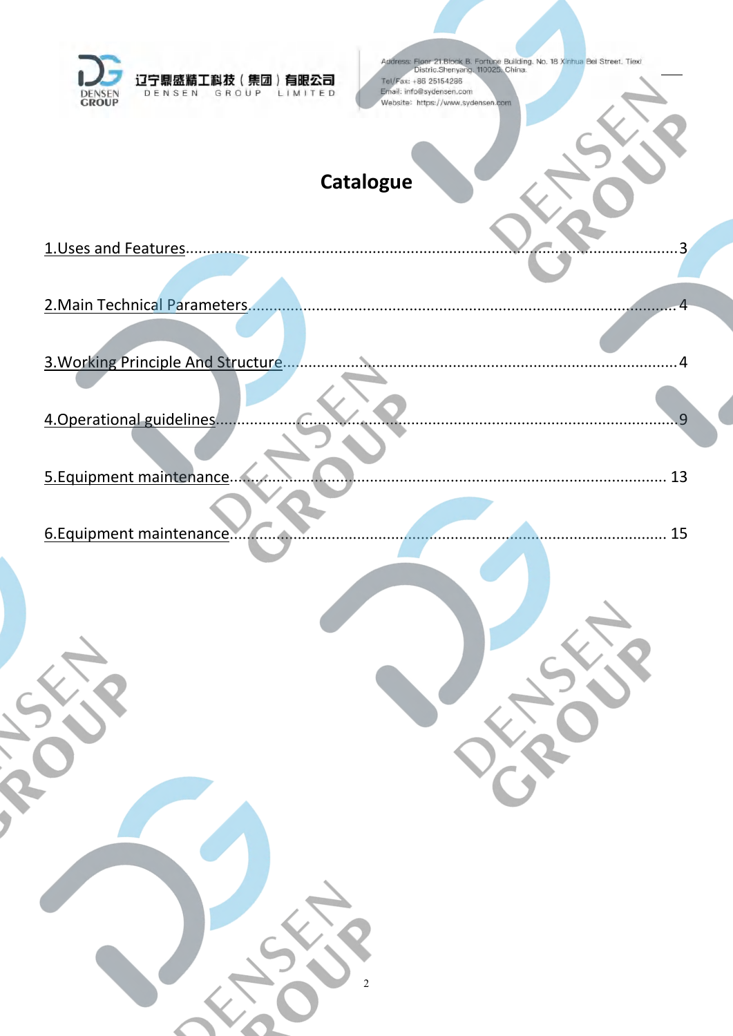# Catalogue

1.Uses and Features......................................................................................................3

2.Main Technical Parameters.........................................................................................4

3.Working Principle And Structure.................................................................................4

4.Operational guidelines.................................................................................................9

5.Equipment maintenance.............................................................................................13

6.Equipment maintenance.............................................................................................15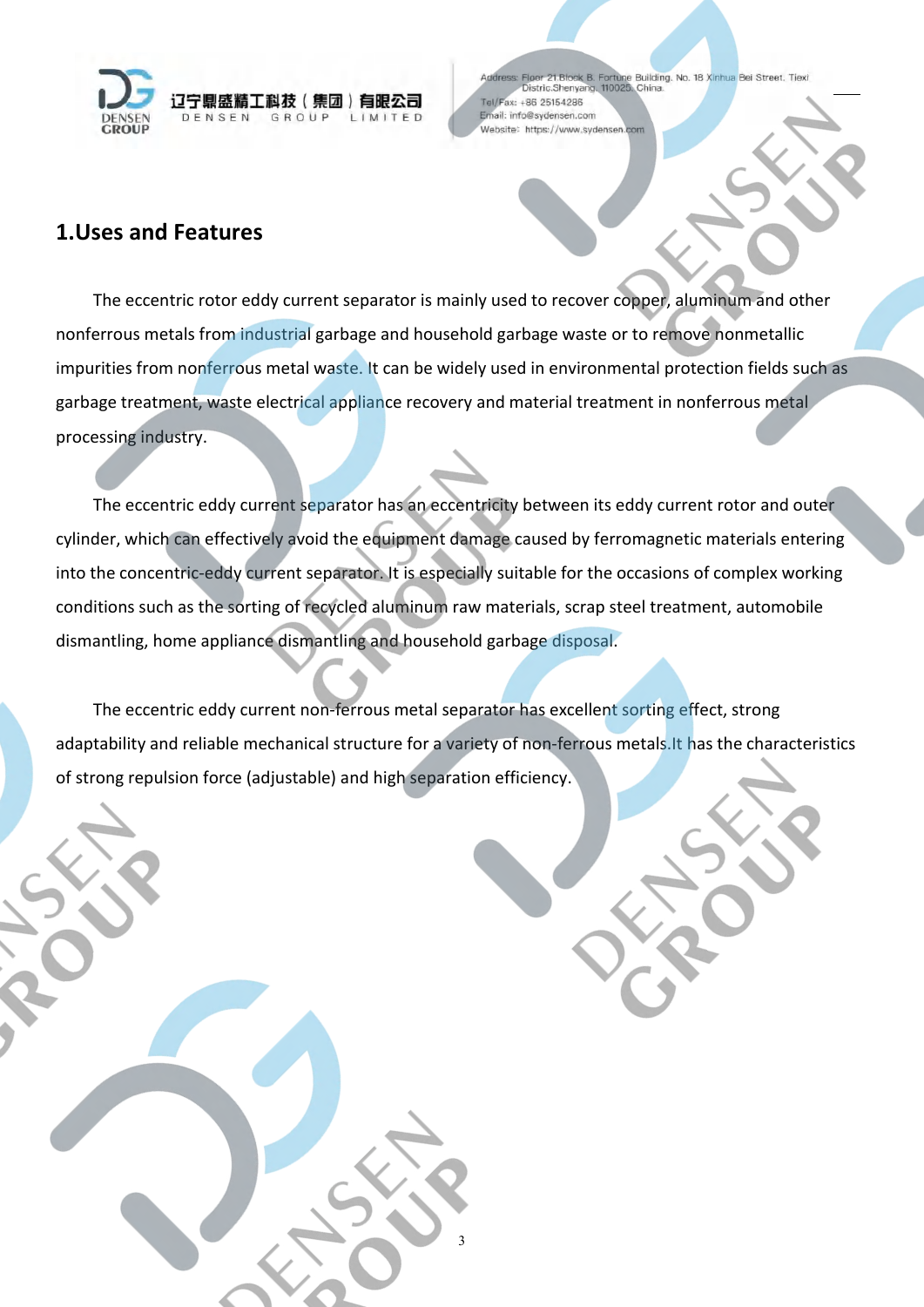## 1.Uses and Features

The eccentric rotor eddy current separator is mainly used to recover copper, aluminum and other nonferrous metals from industrial garbage and household garbage waste or to remove nonmetallic impurities from nonferrous metal waste. It can be widely used in environmental protection fields such as garbage treatment, waste electrical appliance recovery and material treatment in nonferrous metal processing industry.

The eccentric eddy current separator has an eccentricity between its eddy current rotor and outer cylinder, which can effectively avoid the equipment damage caused by ferromagnetic materials entering into the concentric-eddy current separator. It is especially suitable for the occasions of complex working conditions such as the sorting of recycled aluminum raw materials, scrap steel treatment, automobile dismantling, home appliance dismantling and household garbage disposal.

The eccentric eddy current non-ferrous metal separator has excellent sorting effect, strong adaptability and reliable mechanical structure for a variety of non-ferrous metals.It has the characteristics of strong repulsion force (adjustable) and high separation efficiency.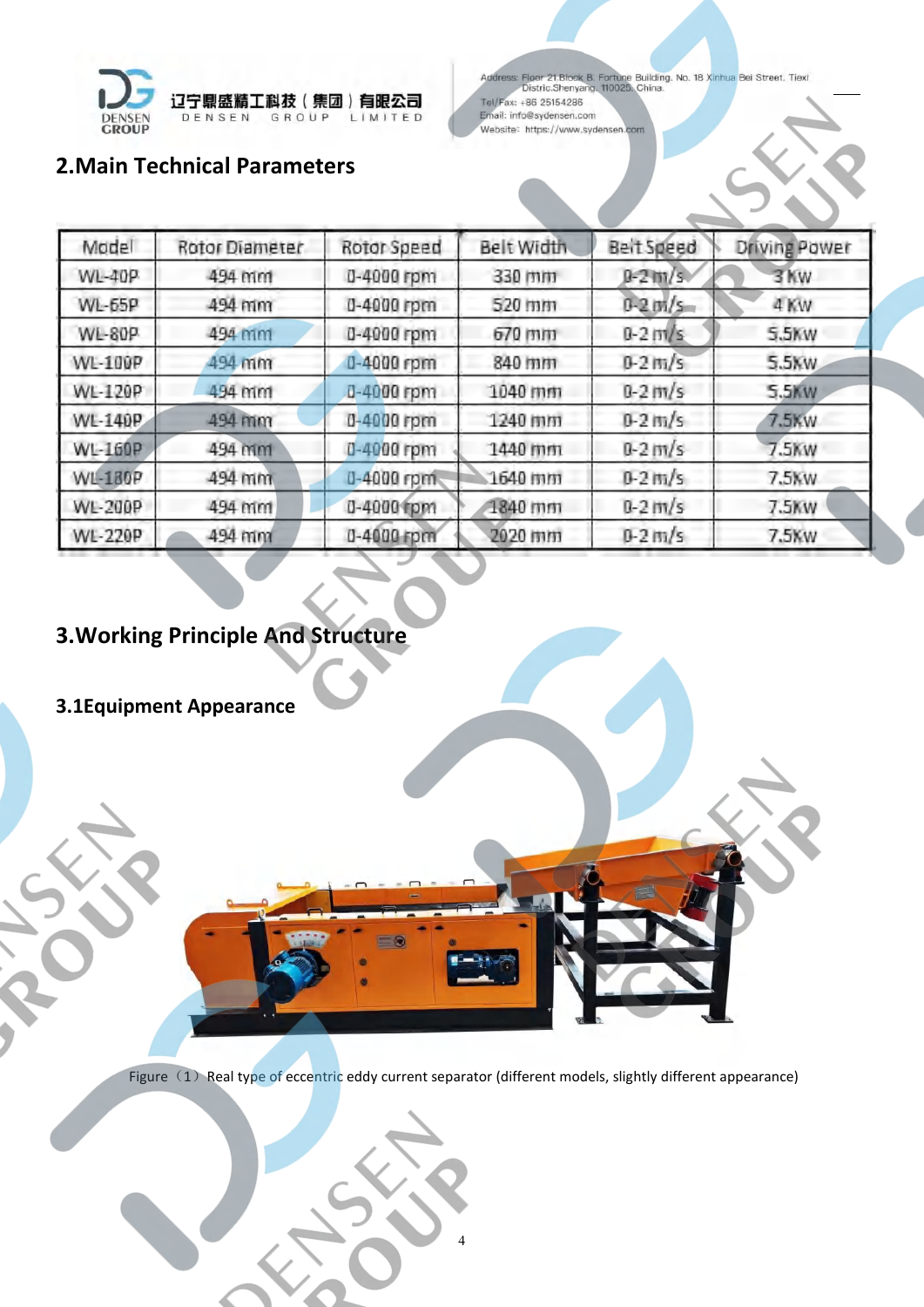## 2.Main Technical Parameters

| Model | Rotor Diameter | Rotor Speed | Belt Width | Belt Speed | Driving Power |
|---|---|---|---|---|---|
| WL-40P | 494 mm | 0-4000 rpm | 330 mm | 0-2 m/s | 3 Kw |
| WL-65P | 494 mm | 0-4000 rpm | 520 mm | 0-2 m/s | 4 Kw |
| WL-80P | 494 mm | 0-4000 rpm | 670 mm | 0-2 m/s | 5.5Kw |
| WL-100P | 494 mm | 0-4000 rpm | 840 mm | 0-2 m/s | 5.5Kw |
| WL-120P | 494 mm | 0-4000 rpm | 1040 mm | 0-2 m/s | 5.5Kw |
| WL-140P | 494 mm | 0-4000 rpm | 1240 mm | 0-2 m/s | 7.5Kw |
| WL-160P | 494 mm | 0-4000 rpm | 1440 mm | 0-2 m/s | 7.5Kw |
| WL-180P | 494 mm | 0-4000 rpm | 1640 mm | 0-2 m/s | 7.5Kw |
| WL-200P | 494 mm | 0-4000 rpm | 1840 mm | 0-2 m/s | 7.5Kw |
| WL-220P | 494 mm | 0-4000 rpm | 2020 mm | 0-2 m/s | 7.5Kw |

## 3.Working Principle And Structure

### 3.1Equipment Appearance

Figure（1）Real type of eccentric eddy current separator (different models, slightly different appearance)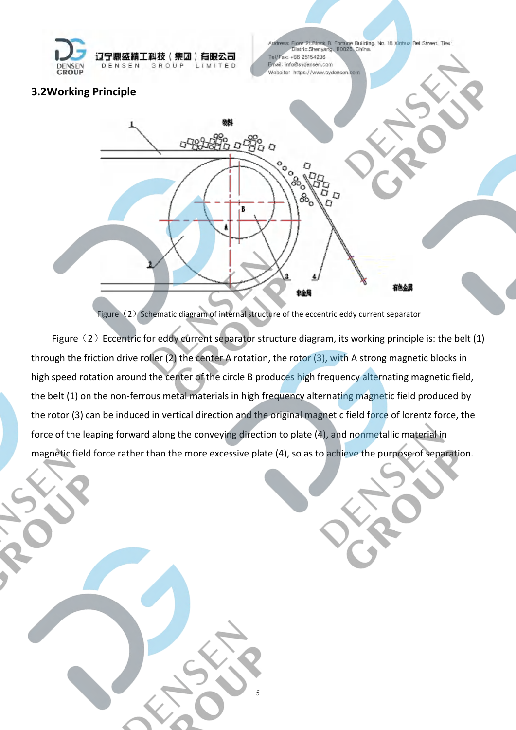## 3.2Working Principle

Figure（2）Schematic diagram of internal structure of the eccentric eddy current separator

Figure（2）Eccentric for eddy current separator structure diagram, its working principle is: the belt (1) through the friction drive roller (2) the center A rotation, the rotor (3), with A strong magnetic blocks in high speed rotation around the center of the circle B produces high frequency alternating magnetic field, the belt (1) on the non-ferrous metal materials in high frequency alternating magnetic field produced by the rotor (3) can be induced in vertical direction and the original magnetic field force of lorentz force, the force of the leaping forward along the conveying direction to plate (4), and nonmetallic material in magnetic field force rather than the more excessive plate (4), so as to achieve the purpose of separation.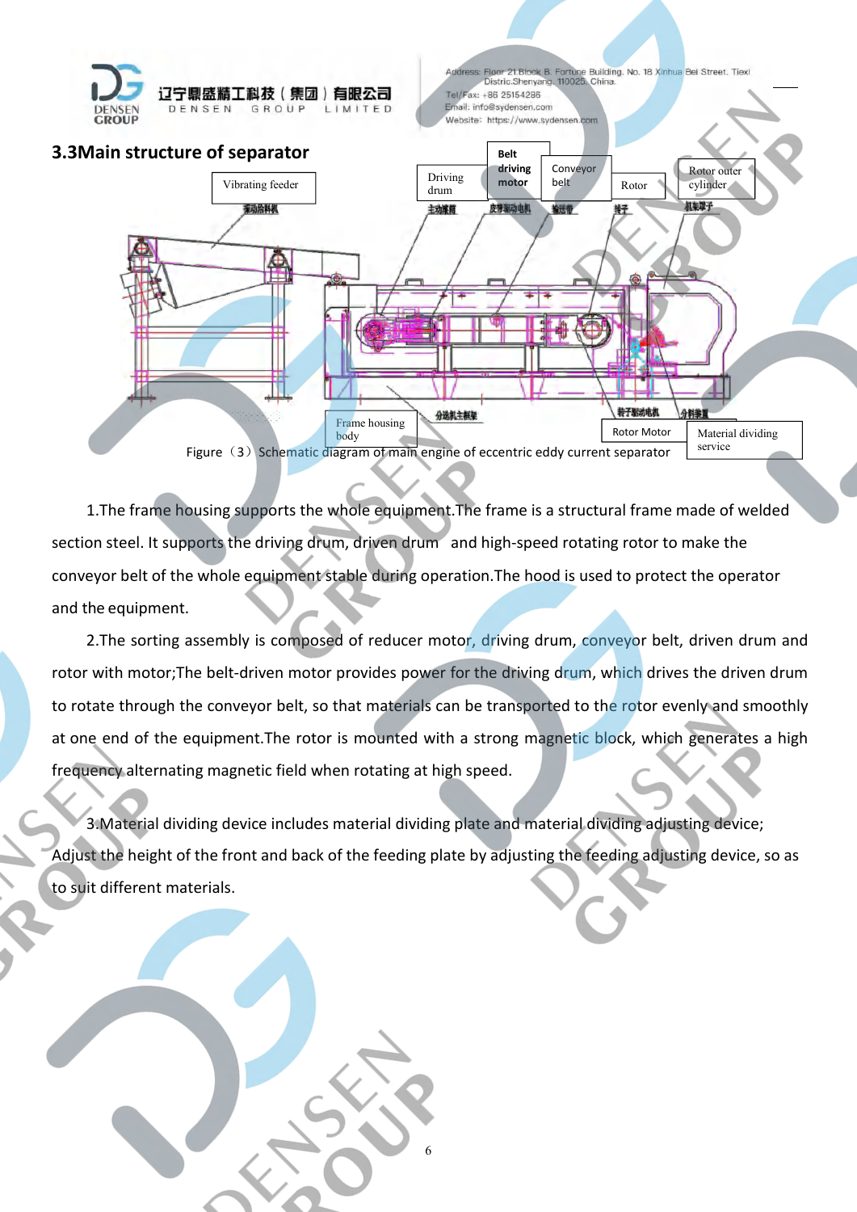## 3.3Main structure of separator

Figure（3）Schematic diagram of main engine of eccentric eddy current separator

1.The frame housing supports the whole equipment.The frame is a structural frame made of welded section steel. It supports the driving drum, driven drum  and high-speed rotating rotor to make the conveyor belt of the whole equipment stable during operation.The hood is used to protect the operator and the equipment.

2.The sorting assembly is composed of reducer motor, driving drum, conveyor belt, driven drum and rotor with motor;The belt-driven motor provides power for the driving drum, which drives the driven drum to rotate through the conveyor belt, so that materials can be transported to the rotor evenly and smoothly at one end of the equipment.The rotor is mounted with a strong magnetic block, which generates a high frequency alternating magnetic field when rotating at high speed.

3.Material dividing device includes material dividing plate and material dividing adjusting device; Adjust the height of the front and back of the feeding plate by adjusting the feeding adjusting device, so as to suit different materials.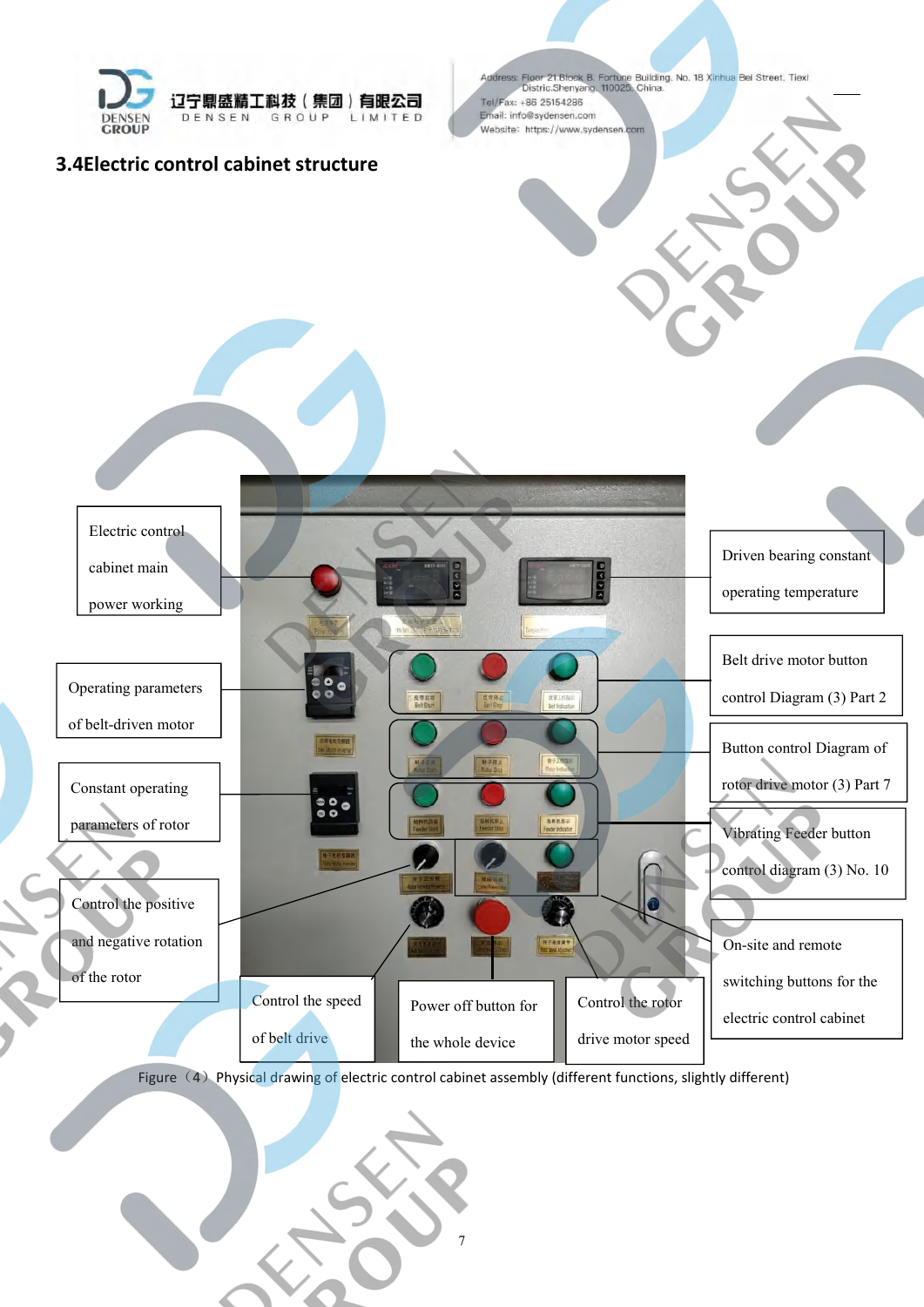### 3.4Electric control cabinet structure

Electric control cabinet main power working

Operating parameters of belt-driven motor

Constant operating parameters of rotor

Control the positive and negative rotation of the rotor

Control the speed of belt drive

Power off button for the whole device

Control the rotor drive motor speed

Driven bearing constant operating temperature

Belt drive motor button control Diagram (3) Part 2

Button control Diagram of rotor drive motor (3) Part 7

Vibrating Feeder button control diagram (3) No. 10

On-site and remote switching buttons for the electric control cabinet

Figure（4）Physical drawing of electric control cabinet assembly (different functions, slightly different)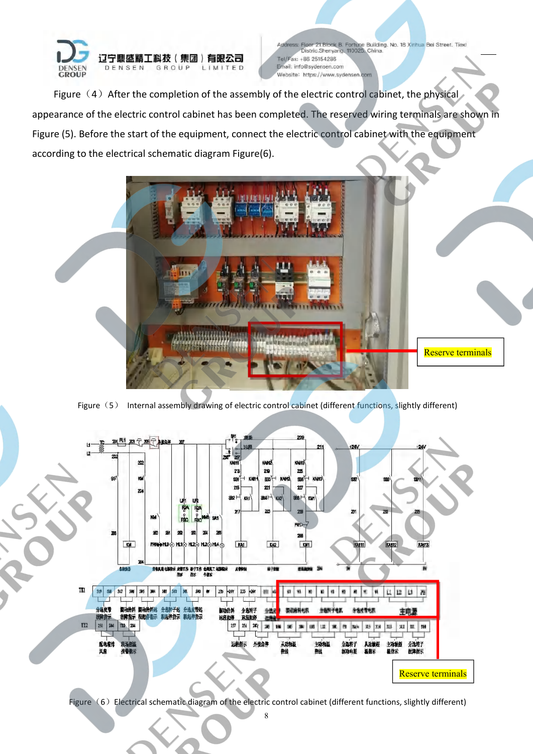Figure（4）After the completion of the assembly of the electric control cabinet, the physical appearance of the electric control cabinet has been completed. The reserved wiring terminals are shown in Figure (5). Before the start of the equipment, connect the electric control cabinet with the equipment according to the electrical schematic diagram Figure(6).

Reserve terminals

Figure（5） Internal assembly drawing of electric control cabinet (different functions, slightly different)

Reserve terminals

Figure（6）Electrical schematic diagram of the electric control cabinet (different functions, slightly different)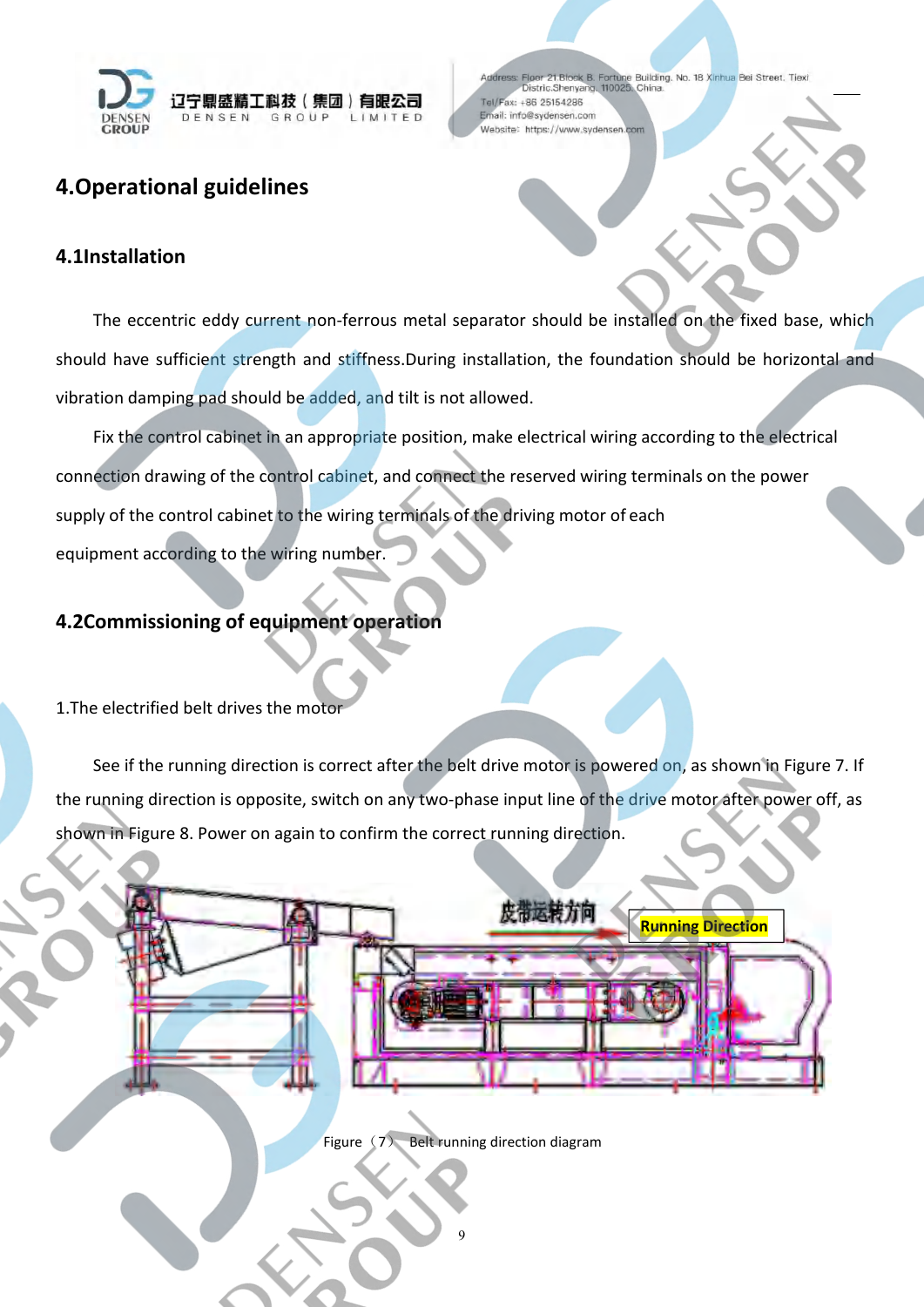## 4.Operational guidelines

### 4.1Installation

The eccentric eddy current non-ferrous metal separator should be installed on the fixed base, which should have sufficient strength and stiffness.During installation, the foundation should be horizontal and vibration damping pad should be added, and tilt is not allowed.

Fix the control cabinet in an appropriate position, make electrical wiring according to the electrical connection drawing of the control cabinet, and connect the reserved wiring terminals on the power supply of the control cabinet to the wiring terminals of the driving motor of each equipment according to the wiring number.

### 4.2Commissioning of equipment operation

1.The electrified belt drives the motor

See if the running direction is correct after the belt drive motor is powered on, as shown in Figure 7. If the running direction is opposite, switch on any two-phase input line of the drive motor after power off, as shown in Figure 8. Power on again to confirm the correct running direction.

Figure（7） Belt running direction diagram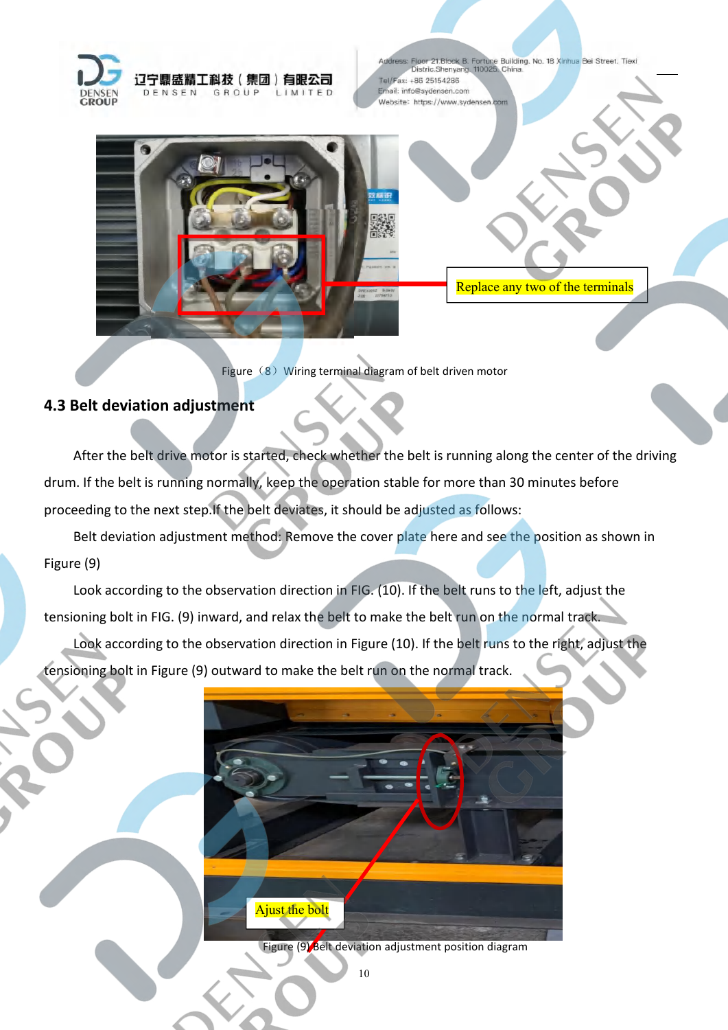Replace any two of the terminals

Figure（8）Wiring terminal diagram of belt driven motor

## 4.3 Belt deviation adjustment

After the belt drive motor is started, check whether the belt is running along the center of the driving drum. If the belt is running normally, keep the operation stable for more than 30 minutes before proceeding to the next step.If the belt deviates, it should be adjusted as follows:

Belt deviation adjustment method: Remove the cover plate here and see the position as shown in Figure (9)

Look according to the observation direction in FIG. (10). If the belt runs to the left, adjust the tensioning bolt in FIG. (9) inward, and relax the belt to make the belt run on the normal track.

Look according to the observation direction in Figure (10). If the belt runs to the right, adjust the tensioning bolt in Figure (9) outward to make the belt run on the normal track.

Ajust the bolt

Figure (9) Belt deviation adjustment position diagram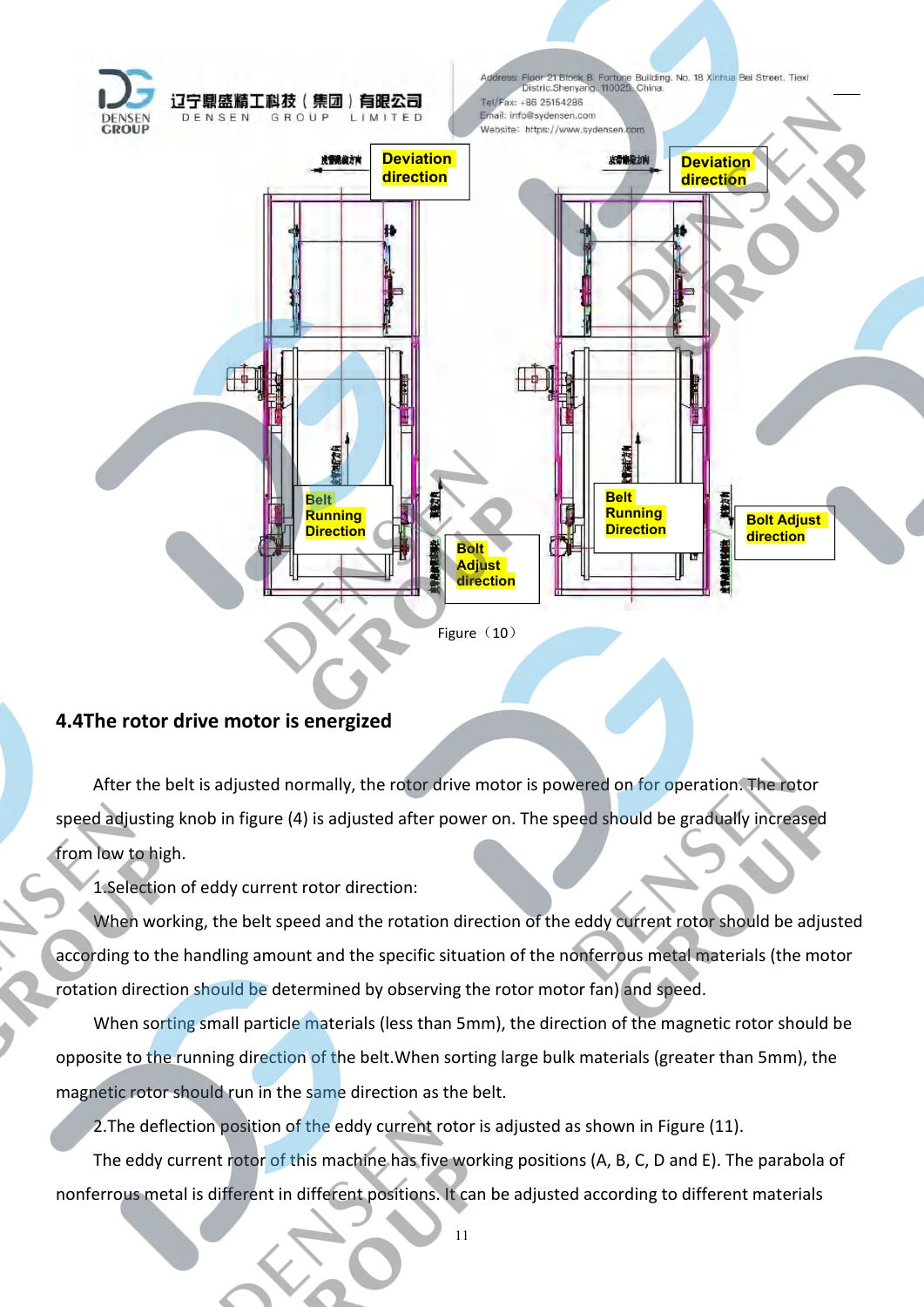Figure（10）

## 4.4The rotor drive motor is energized

After the belt is adjusted normally, the rotor drive motor is powered on for operation. The rotor speed adjusting knob in figure (4) is adjusted after power on. The speed should be gradually increased from low to high.

1.Selection of eddy current rotor direction:

When working, the belt speed and the rotation direction of the eddy current rotor should be adjusted according to the handling amount and the specific situation of the nonferrous metal materials (the motor rotation direction should be determined by observing the rotor motor fan) and speed.

When sorting small particle materials (less than 5mm), the direction of the magnetic rotor should be opposite to the running direction of the belt.When sorting large bulk materials (greater than 5mm), the magnetic rotor should run in the same direction as the belt.

2.The deflection position of the eddy current rotor is adjusted as shown in Figure (11).

The eddy current rotor of this machine has five working positions (A, B, C, D and E). The parabola of nonferrous metal is different in different positions. It can be adjusted according to different materials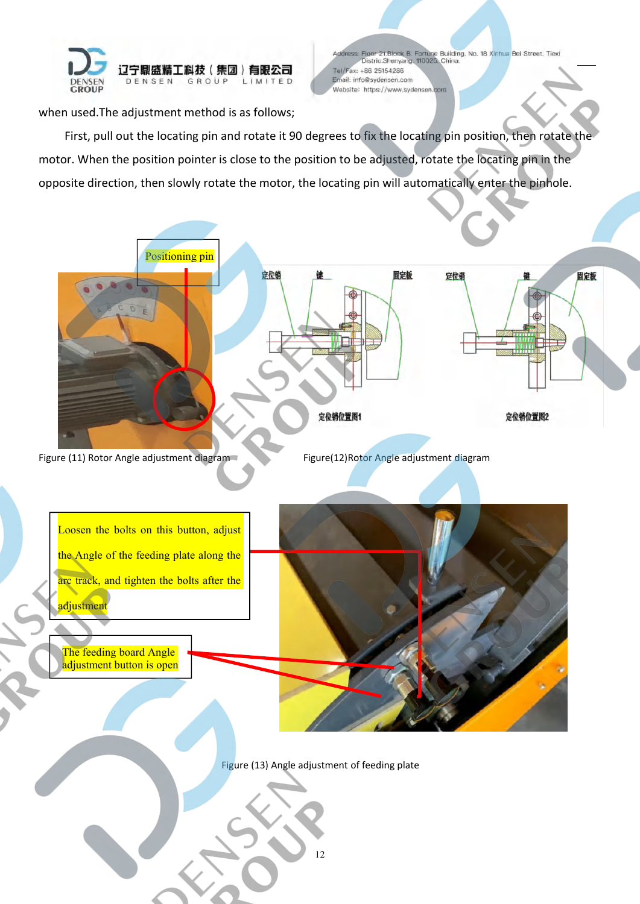when used.The adjustment method is as follows;

First, pull out the locating pin and rotate it 90 degrees to fix the locating pin position, then rotate the motor. When the position pointer is close to the position to be adjusted, rotate the locating pin in the opposite direction, then slowly rotate the motor, the locating pin will automatically enter the pinhole.

Positioning pin

Figure (11) Rotor Angle adjustment diagram

定位销 键 固定板 定位销 键 固定板

定位销位置图1 定位销位置图2

Figure(12)Rotor Angle adjustment diagram

Loosen the bolts on this button, adjust the Angle of the feeding plate along the arc track, and tighten the bolts after the adjustment

The feeding board Angle adjustment button is open

Figure (13) Angle adjustment of feeding plate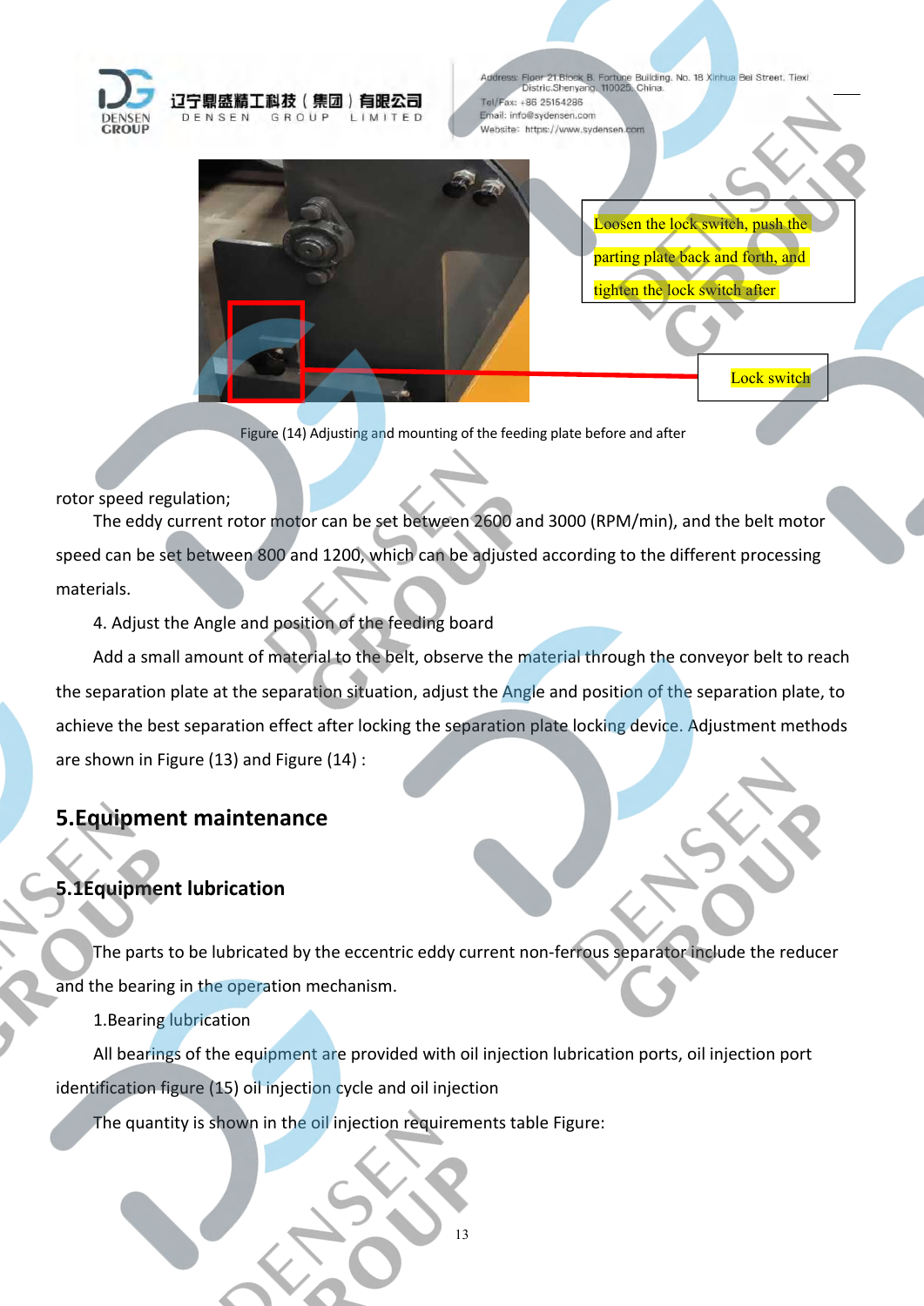Loosen the lock switch, push the parting plate back and forth, and tighten the lock switch after

Lock switch

Figure (14) Adjusting and mounting of the feeding plate before and after

rotor speed regulation;

The eddy current rotor motor can be set between 2600 and 3000 (RPM/min), and the belt motor speed can be set between 800 and 1200, which can be adjusted according to the different processing materials.

4. Adjust the Angle and position of the feeding board

Add a small amount of material to the belt, observe the material through the conveyor belt to reach the separation plate at the separation situation, adjust the Angle and position of the separation plate, to achieve the best separation effect after locking the separation plate locking device. Adjustment methods are shown in Figure (13) and Figure (14) :

## 5.Equipment maintenance

### 5.1Equipment lubrication

The parts to be lubricated by the eccentric eddy current non-ferrous separator include the reducer and the bearing in the operation mechanism.

1.Bearing lubrication

All bearings of the equipment are provided with oil injection lubrication ports, oil injection port identification figure (15) oil injection cycle and oil injection

The quantity is shown in the oil injection requirements table Figure: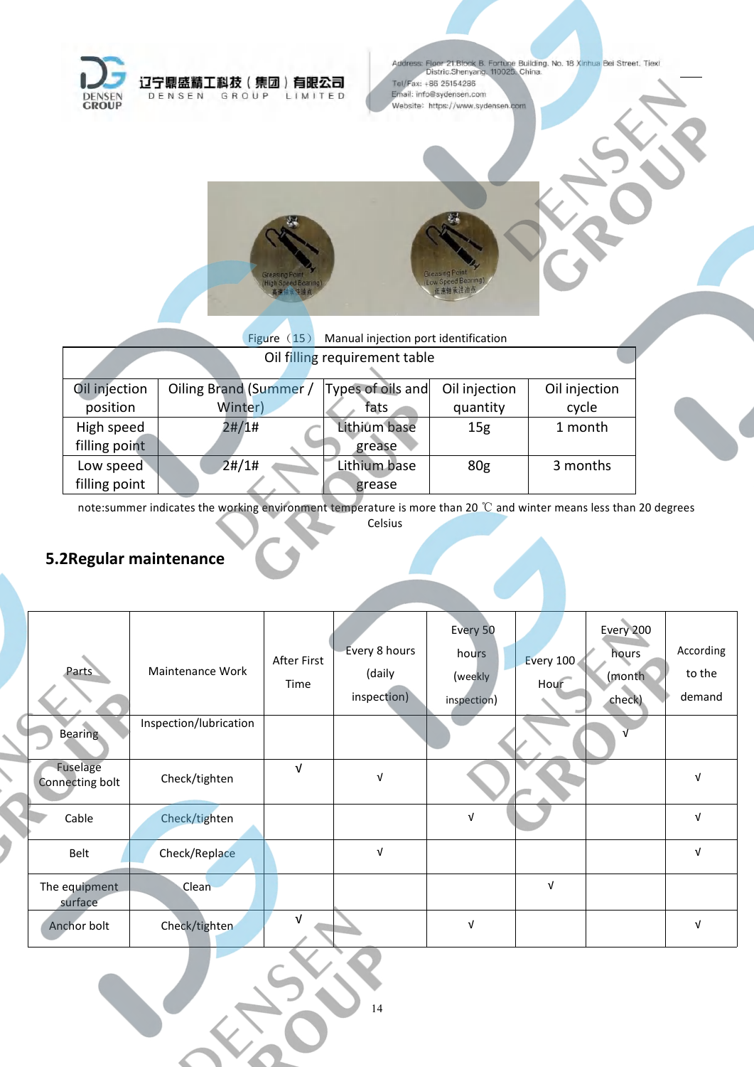Figure（15） Manual injection port identification

| Oil filling requirement table | | | | |
|---|---|---|---|---|
| Oil injection position | Oiling Brand (Summer / Winter) | Types of oils and fats | Oil injection quantity | Oil injection cycle |
| High speed filling point | 2#/1# | Lithium base grease | 15g | 1 month |
| Low speed filling point | 2#/1# | Lithium base grease | 80g | 3 months |

note:summer indicates the working environment temperature is more than 20 ℃ and winter means less than 20 degrees Celsius

## 5.2Regular maintenance

| Parts | Maintenance Work | After First Time | Every 8 hours (daily inspection) | Every 50 hours (weekly inspection) | Every 100 Hour | Every 200 hours (month check) | According to the demand |
|---|---|---|---|---|---|---|---|
| Bearing | Inspection/lubrication | | | | | √ | |
| Fuselage Connecting bolt | Check/tighten | √ | √ | | | | √ |
| Cable | Check/tighten | | | √ | | | √ |
| Belt | Check/Replace | | √ | | | | √ |
| The equipment surface | Clean | | | | √ | | |
| Anchor bolt | Check/tighten | √ | | √ | | | √ |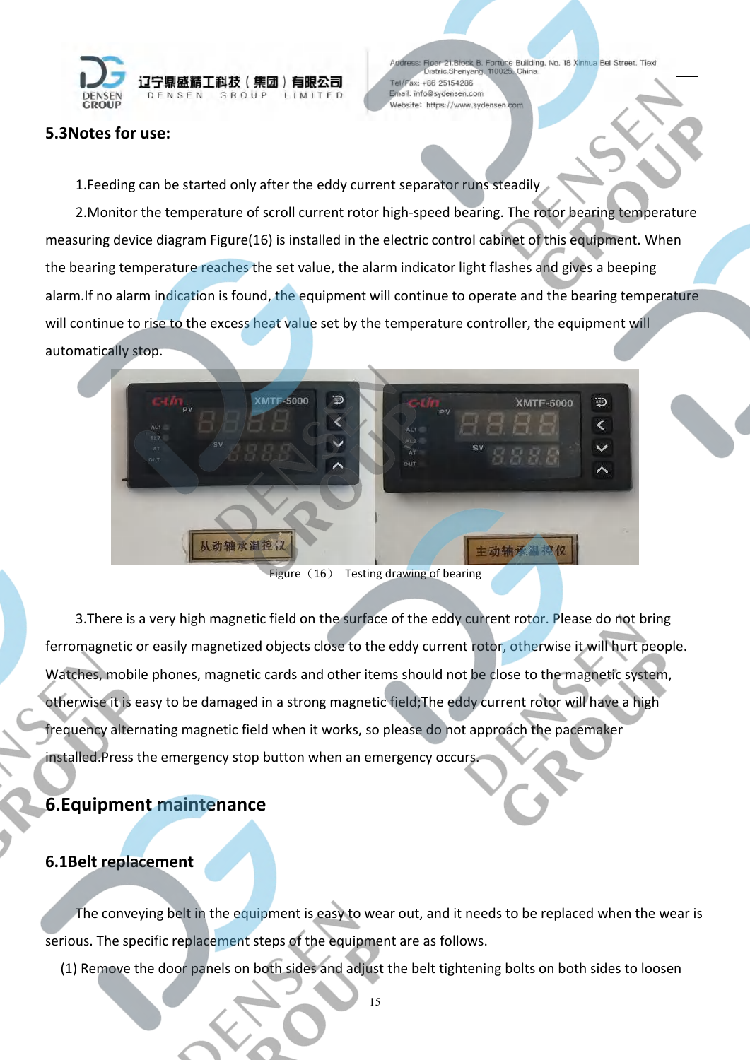## 5.3Notes for use:

1.Feeding can be started only after the eddy current separator runs steadily

2.Monitor the temperature of scroll current rotor high-speed bearing. The rotor bearing temperature measuring device diagram Figure(16) is installed in the electric control cabinet of this equipment. When the bearing temperature reaches the set value, the alarm indicator light flashes and gives a beeping alarm.If no alarm indication is found, the equipment will continue to operate and the bearing temperature will continue to rise to the excess heat value set by the temperature controller, the equipment will automatically stop.

Figure（16） Testing drawing of bearing

3.There is a very high magnetic field on the surface of the eddy current rotor. Please do not bring ferromagnetic or easily magnetized objects close to the eddy current rotor, otherwise it will hurt people. Watches, mobile phones, magnetic cards and other items should not be close to the magnetic system, otherwise it is easy to be damaged in a strong magnetic field;The eddy current rotor will have a high frequency alternating magnetic field when it works, so please do not approach the pacemaker installed.Press the emergency stop button when an emergency occurs.

# 6.Equipment maintenance

## 6.1Belt replacement

The conveying belt in the equipment is easy to wear out, and it needs to be replaced when the wear is serious. The specific replacement steps of the equipment are as follows.

(1) Remove the door panels on both sides and adjust the belt tightening bolts on both sides to loosen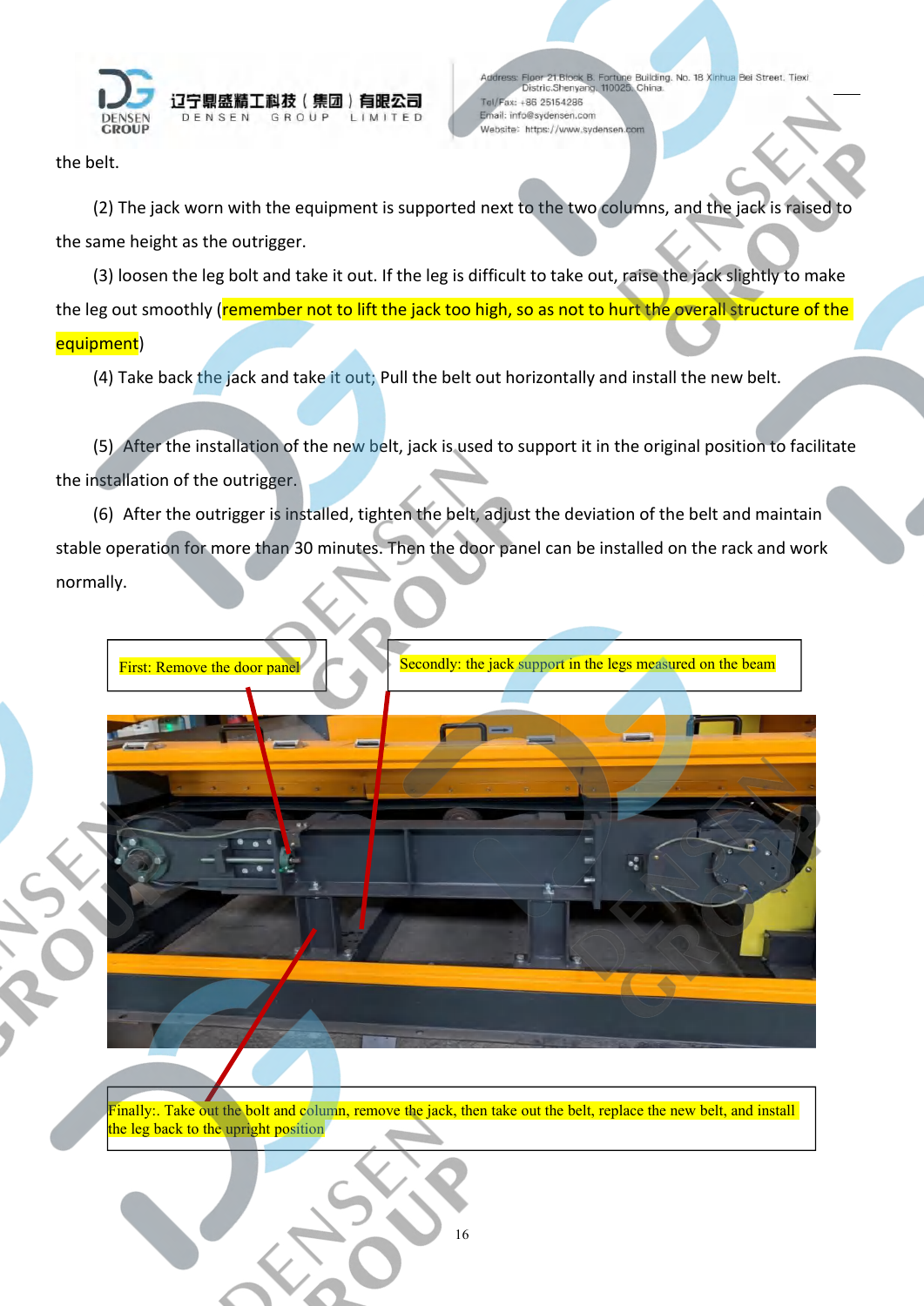the belt.

(2) The jack worn with the equipment is supported next to the two columns, and the jack is raised to the same height as the outrigger.

(3) loosen the leg bolt and take it out. If the leg is difficult to take out, raise the jack slightly to make the leg out smoothly (remember not to lift the jack too high, so as not to hurt the overall structure of the equipment)

(4) Take back the jack and take it out; Pull the belt out horizontally and install the new belt.

(5) After the installation of the new belt, jack is used to support it in the original position to facilitate the installation of the outrigger.

(6) After the outrigger is installed, tighten the belt, adjust the deviation of the belt and maintain stable operation for more than 30 minutes. Then the door panel can be installed on the rack and work normally.

First: Remove the door panel

Secondly: the jack support in the legs measured on the beam

Finally:. Take out the bolt and column, remove the jack, then take out the belt, replace the new belt, and install the leg back to the upright position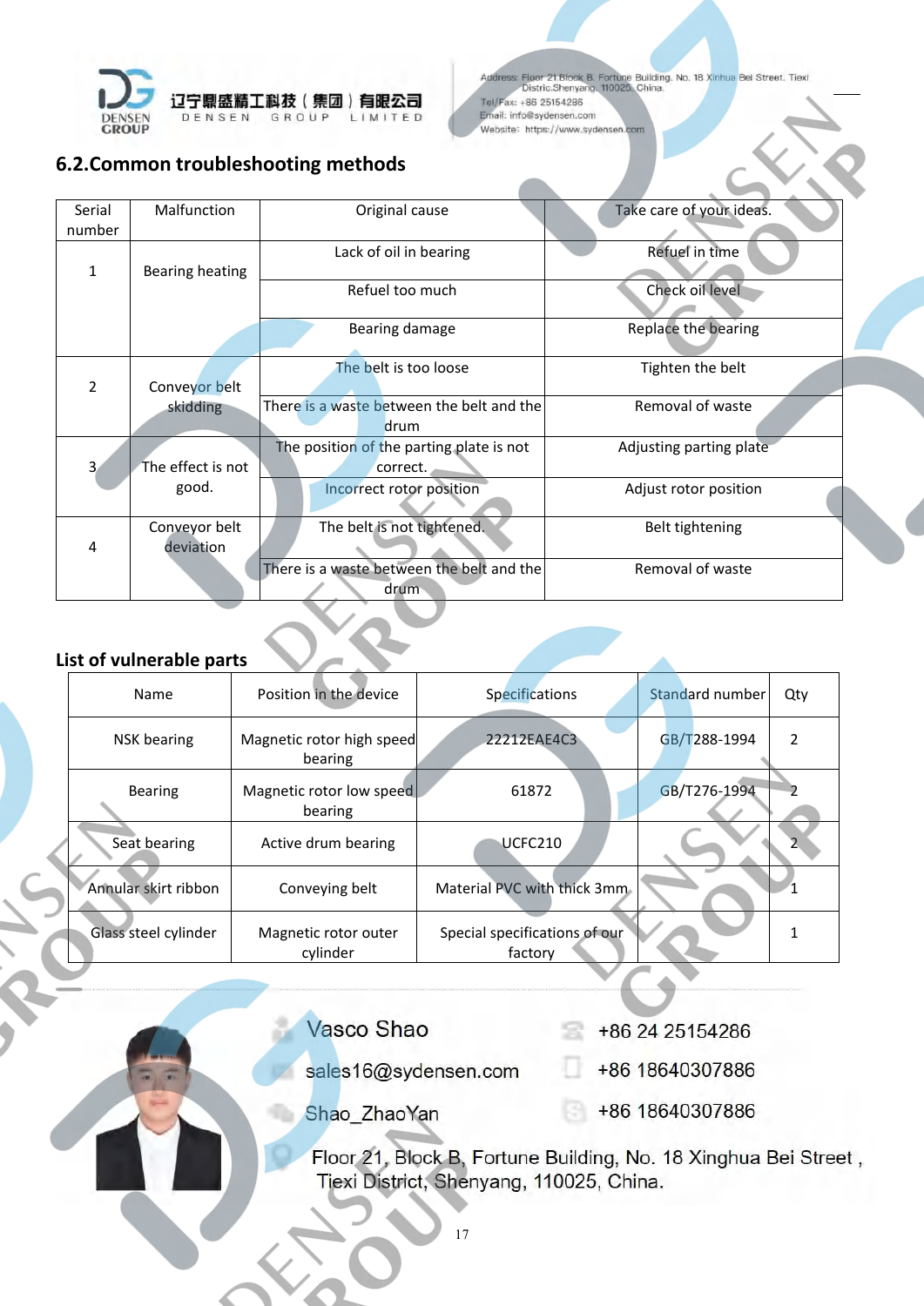## 6.2.Common troubleshooting methods

| Serial number | Malfunction | Original cause | Take care of your ideas. |
|---|---|---|---|
| 1 | Bearing heating | Lack of oil in bearing | Refuel in time |
| | | Refuel too much | Check oil level |
| | | Bearing damage | Replace the bearing |
| 2 | Conveyor belt skidding | The belt is too loose | Tighten the belt |
| | | There is a waste between the belt and the drum | Removal of waste |
| 3 | The effect is not good. | The position of the parting plate is not correct. | Adjusting parting plate |
| | | Incorrect rotor position | Adjust rotor position |
| 4 | Conveyor belt deviation | The belt is not tightened. | Belt tightening |
| | | There is a waste between the belt and the drum | Removal of waste |

## List of vulnerable parts

| Name | Position in the device | Specifications | Standard number | Qty |
|---|---|---|---|---|
| NSK bearing | Magnetic rotor high speed bearing | 22212EAE4C3 | GB/T288-1994 | 2 |
| Bearing | Magnetic rotor low speed bearing | 61872 | GB/T276-1994 | 2 |
| Seat bearing | Active drum bearing | UCFC210 | | 2 |
| Annular skirt ribbon | Conveying belt | Material PVC with thick 3mm | | 1 |
| Glass steel cylinder | Magnetic rotor outer cylinder | Special specifications of our factory | | 1 |

Vasco Shao

sales16@sydensen.com

Shao_ZhaoYan

+86 24 25154286

+86 18640307886

+86 18640307886

Floor 21, Block B, Fortune Building, No. 18 Xinghua Bei Street , Tiexi District, Shenyang, 110025, China.